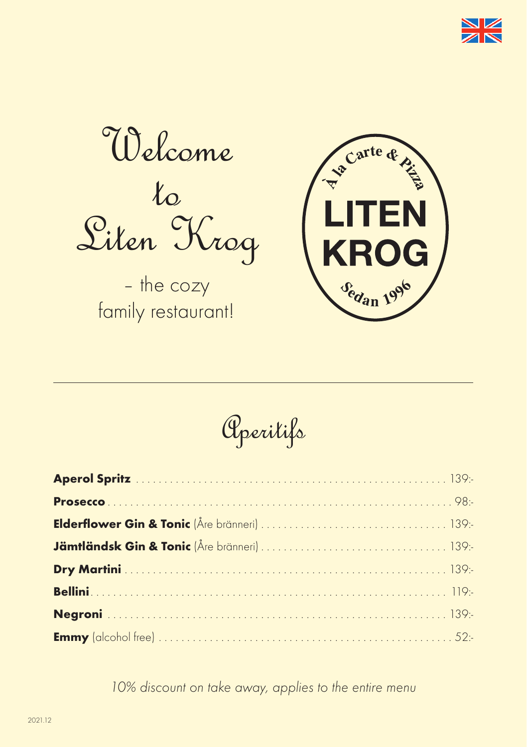# Welcome to Liten Krog

– the cozy family restaurant!

À la Carte & Pizza

LITEN KROG

Sedan 1996

## Aperitifs

**Aperol Spritz** ........ 139:-

**Prosecco** ........ 98:-

**Elderflower Gin & Tonic** (Åre bränneri) ........ 139:-

**Jämtländsk Gin & Tonic** (Åre bränneri) ........ 139:-

**Dry Martini** ........ 139:-

**Bellini** ........ 119:-

**Negroni** ........ 139:-

**Emmy** (alcohol free) ........ 52:-

*10% discount on take away, applies to the entire menu*

2021.12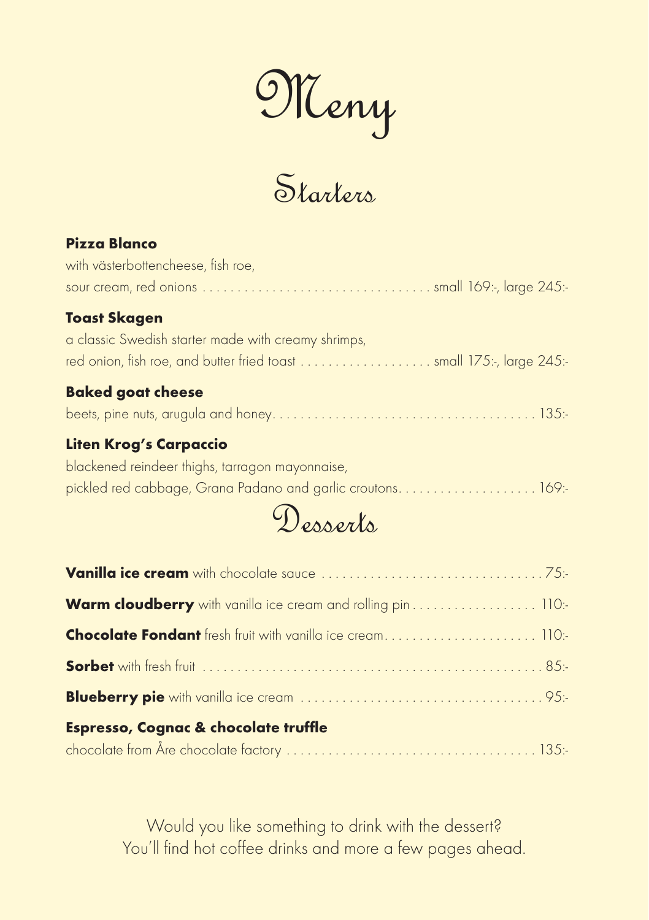# Meny

## Starters

**Pizza Blanco**
with västerbottencheese, fish roe,
sour cream, red onions . . . . . . . . . . . . . . . . . . . . . . . . . . . . . . . . small 169:-, large 245:-

**Toast Skagen**
a classic Swedish starter made with creamy shrimps,
red onion, fish roe, and butter fried toast . . . . . . . . . . . . . . . . . . . small 175:-, large 245:-

**Baked goat cheese**
beets, pine nuts, arugula and honey. . . . . . . . . . . . . . . . . . . . . . . . . . . . . . . . . . . . . 135:-

**Liten Krog's Carpaccio**
blackened reindeer thighs, tarragon mayonnaise,
pickled red cabbage, Grana Padano and garlic croutons. . . . . . . . . . . . . . . . . . . 169:-

## Desserts

**Vanilla ice cream** with chocolate sauce . . . . . . . . . . . . . . . . . . . . . . . . . . . . . . . 75:-

**Warm cloudberry** with vanilla ice cream and rolling pin . . . . . . . . . . . . . . . . . . 110:-

**Chocolate Fondant** fresh fruit with vanilla ice cream. . . . . . . . . . . . . . . . . . . . . . 110:-

**Sorbet** with fresh fruit . . . . . . . . . . . . . . . . . . . . . . . . . . . . . . . . . . . . . . . . . . . . . . . . 85:-

**Blueberry pie** with vanilla ice cream . . . . . . . . . . . . . . . . . . . . . . . . . . . . . . . . . . . 95:-

**Espresso, Cognac & chocolate truffle**
chocolate from Åre chocolate factory . . . . . . . . . . . . . . . . . . . . . . . . . . . . . . . . . . . . 135:-

Would you like something to drink with the dessert?
You'll find hot coffee drinks and more a few pages ahead.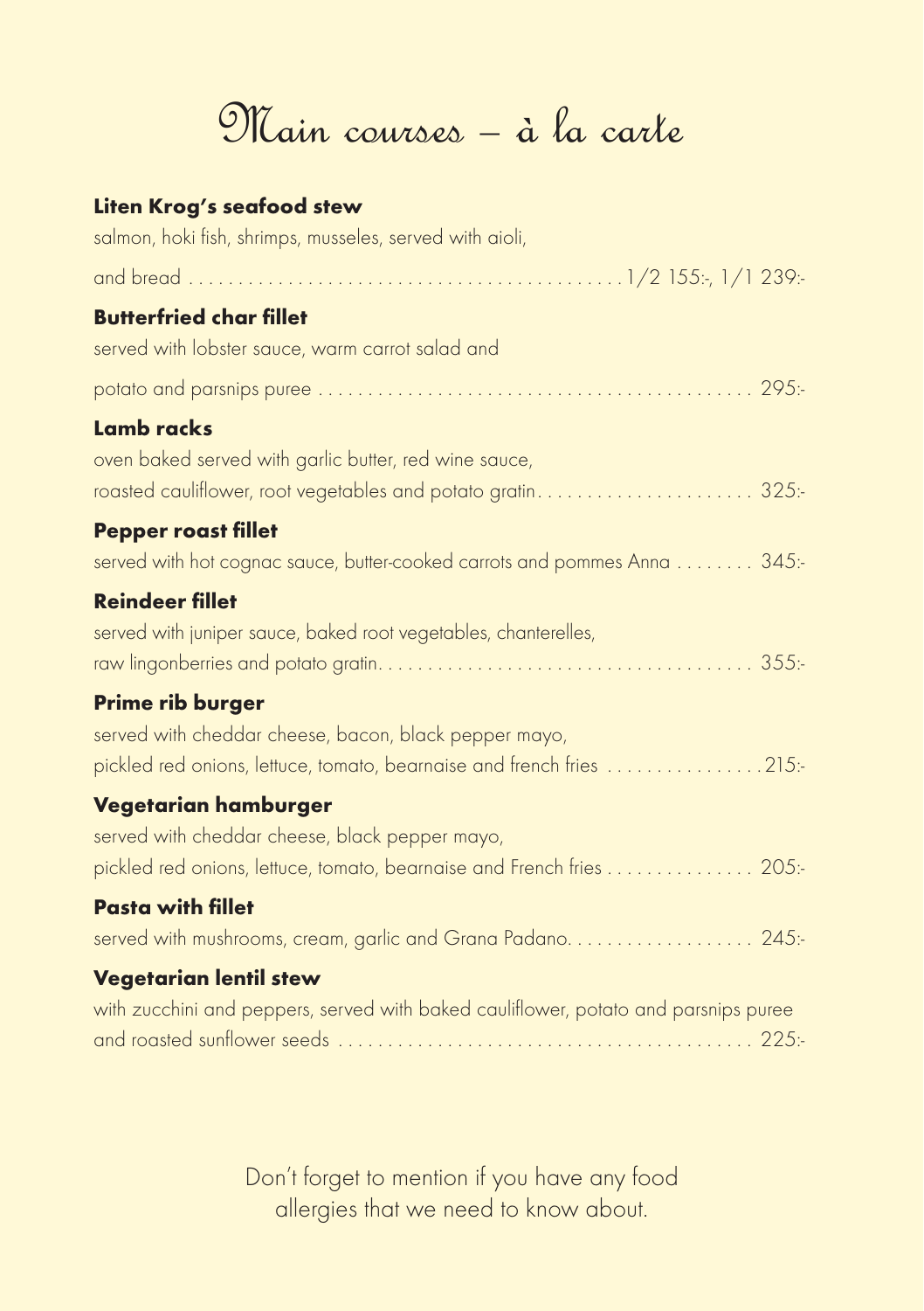# Main courses – à la carte

**Liten Krog's seafood stew**
salmon, hoki fish, shrimps, musseles, served with aioli, and bread . . . . . . . . . . . . . . . . . . . . . . . . . . . . . . . . . . . . . . . . . . . 1/2 155:-, 1/1 239:-

**Butterfried char fillet**
served with lobster sauce, warm carrot salad and potato and parsnips puree . . . . . . . . . . . . . . . . . . . . . . . . . . . . . . . . . . . . . . . . . . . 295:-

**Lamb racks**
oven baked served with garlic butter, red wine sauce, roasted cauliflower, root vegetables and potato gratin. . . . . . . . . . . . . . . . . . . . . . 325:-

**Pepper roast fillet**
served with hot cognac sauce, butter-cooked carrots and pommes Anna . . . . . . . . 345:-

**Reindeer fillet**
served with juniper sauce, baked root vegetables, chanterelles, raw lingonberries and potato gratin. . . . . . . . . . . . . . . . . . . . . . . . . . . . . . . . . . . . . 355:-

**Prime rib burger**
served with cheddar cheese, bacon, black pepper mayo, pickled red onions, lettuce, tomato, bearnaise and french fries . . . . . . . . . . . . . . . .215:-

**Vegetarian hamburger**
served with cheddar cheese, black pepper mayo, pickled red onions, lettuce, tomato, bearnaise and French fries . . . . . . . . . . . . . . . 205:-

**Pasta with fillet**
served with mushrooms, cream, garlic and Grana Padano. . . . . . . . . . . . . . . . . . . 245:-

**Vegetarian lentil stew**
with zucchini and peppers, served with baked cauliflower, potato and parsnips puree and roasted sunflower seeds . . . . . . . . . . . . . . . . . . . . . . . . . . . . . . . . . . . . . . . . . . 225:-

Don't forget to mention if you have any food allergies that we need to know about.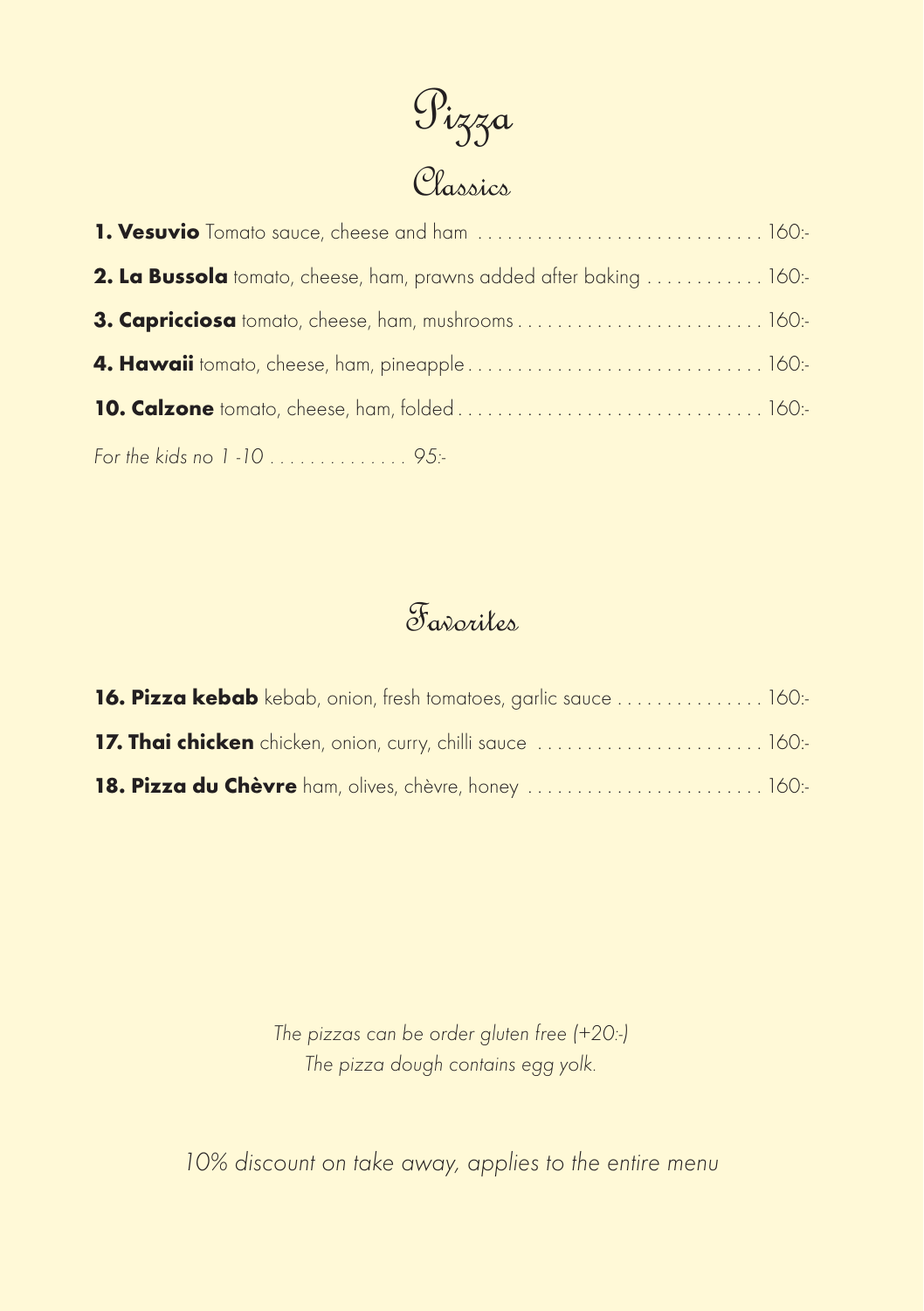# Pizza

## Classics

**1. Vesuvio** Tomato sauce, cheese and ham .............................. 160:-

**2. La Bussola** tomato, cheese, ham, prawns added after baking ............ 160:-

**3. Capricciosa** tomato, cheese, ham, mushrooms .......................... 160:-

**4. Hawaii** tomato, cheese, ham, pineapple .............................. 160:-

**10. Calzone** tomato, cheese, ham, folded ................................ 160:-

*For the kids no 1 -10 .............. 95:-*

## Favorites

**16. Pizza kebab** kebab, onion, fresh tomatoes, garlic sauce ............... 160:-

**17. Thai chicken** chicken, onion, curry, chilli sauce ....................... 160:-

**18. Pizza du Chèvre** ham, olives, chèvre, honey ........................ 160:-

*The pizzas can be order gluten free (+20:-)*
*The pizza dough contains egg yolk.*

*10% discount on take away, applies to the entire menu*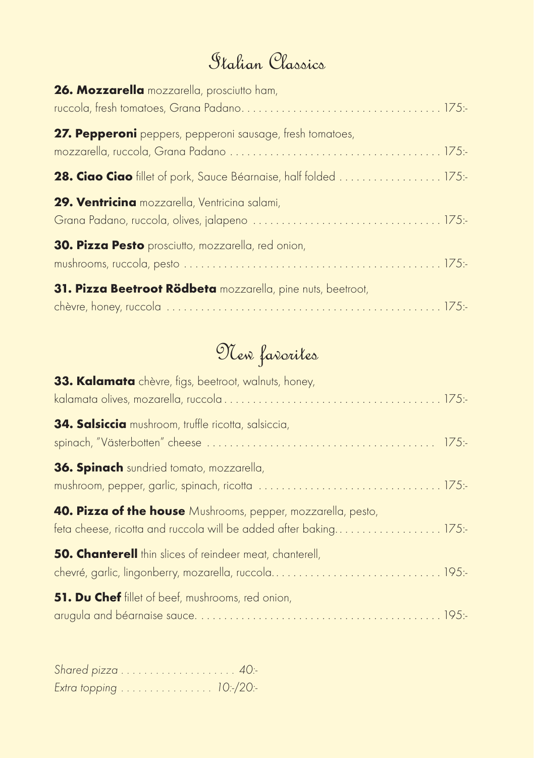## Italian Classics

**26. Mozzarella** mozzarella, prosciutto ham, ruccola, fresh tomatoes, Grana Padano. . . . . . . . . . . . . . . . . . . . . . . . . . . . . . . . . . . 175:-

**27. Pepperoni** peppers, pepperoni sausage, fresh tomatoes, mozzarella, ruccola, Grana Padano . . . . . . . . . . . . . . . . . . . . . . . . . . . . . . . . . . . . 175:-

**28. Ciao Ciao** fillet of pork, Sauce Béarnaise, half folded . . . . . . . . . . . . . . . . . . 175:-

**29. Ventricina** mozzarella, Ventricina salami, Grana Padano, ruccola, olives, jalapeno . . . . . . . . . . . . . . . . . . . . . . . . . . . . . . . . 175:-

**30. Pizza Pesto** prosciutto, mozzarella, red onion, mushrooms, ruccola, pesto . . . . . . . . . . . . . . . . . . . . . . . . . . . . . . . . . . . . . . . . . . . . 175:-

**31. Pizza Beetroot Rödbeta** mozzarella, pine nuts, beetroot, chèvre, honey, ruccola . . . . . . . . . . . . . . . . . . . . . . . . . . . . . . . . . . . . . . . . . . . . . . . 175:-

## New favorites

**33. Kalamata** chèvre, figs, beetroot, walnuts, honey, kalamata olives, mozarella, ruccola . . . . . . . . . . . . . . . . . . . . . . . . . . . . . . . . . . . . . . 175:-

**34. Salsiccia** mushroom, truffle ricotta, salsiccia, spinach, "Västerbotten" cheese . . . . . . . . . . . . . . . . . . . . . . . . . . . . . . . . . . . . . . . 175:-

**36. Spinach** sundried tomato, mozzarella, mushroom, pepper, garlic, spinach, ricotta . . . . . . . . . . . . . . . . . . . . . . . . . . . . . . . . 175:-

**40. Pizza of the house** Mushrooms, pepper, mozzarella, pesto, feta cheese, ricotta and ruccola will be added after baking. . . . . . . . . . . . . . . . . . . 175:-

**50. Chanterell** thin slices of reindeer meat, chanterell, chevré, garlic, lingonberry, mozarella, ruccola. . . . . . . . . . . . . . . . . . . . . . . . . . . . . . 195:-

**51. Du Chef** fillet of beef, mushrooms, red onion, arugula and béarnaise sauce. . . . . . . . . . . . . . . . . . . . . . . . . . . . . . . . . . . . . . . . . . . 195:-

*Shared pizza . . . . . . . . . . . . . . . . . . . . 40:-*

*Extra topping . . . . . . . . . . . . . . . . 10:-/20:-*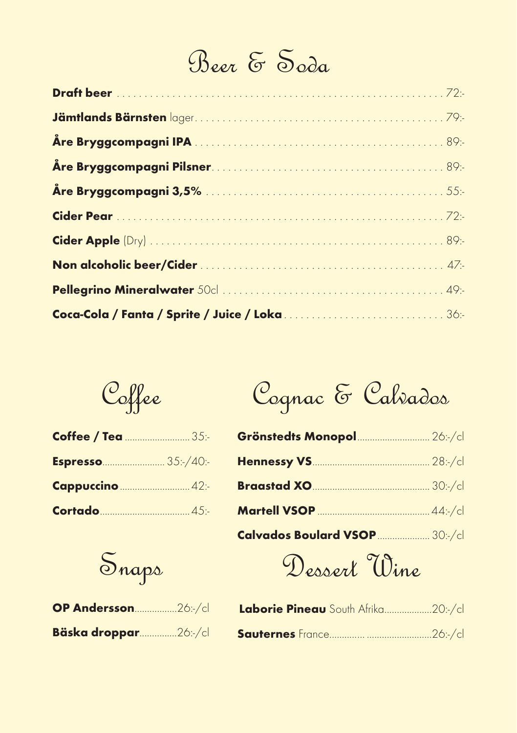# Beer & Soda

**Draft beer** ........ 72:-

**Jämtlands Bärnsten** lager........ 79:-

**Åre Bryggcompagni IPA** ........ 89:-

**Åre Bryggcompagni Pilsner**........ 89:-

**Åre Bryggcompagni 3,5%** ........ 55:-

**Cider Pear** ........ 72:-

**Cider Apple** (Dry) ........ 89:-

**Non alcoholic beer/Cider** ........ 47:-

**Pellegrino Mineralwater** 50cl ........ 49:-

**Coca-Cola / Fanta / Sprite / Juice / Loka**........ 36:-

# Coffee

**Coffee / Tea** ........ 35:-

**Espresso**........ 35:-/40:-

**Cappuccino** ........ 42:-

**Cortado**........ 45:-

# Snaps

**OP Andersson**........26:-/cl

**Bäska droppar**........26:-/cl

# Cognac & Calvados

**Grönstedts Monopol**........ 26:-/cl

**Hennessy VS**........ 28:-/cl

**Braastad XO**........ 30:-/cl

**Martell VSOP** ........44:-/cl

**Calvados Boulard VSOP**........ 30:-/cl

# Dessert Wine

**Laborie Pineau** South Afrika........20:-/cl

**Sauternes** France........26:-/cl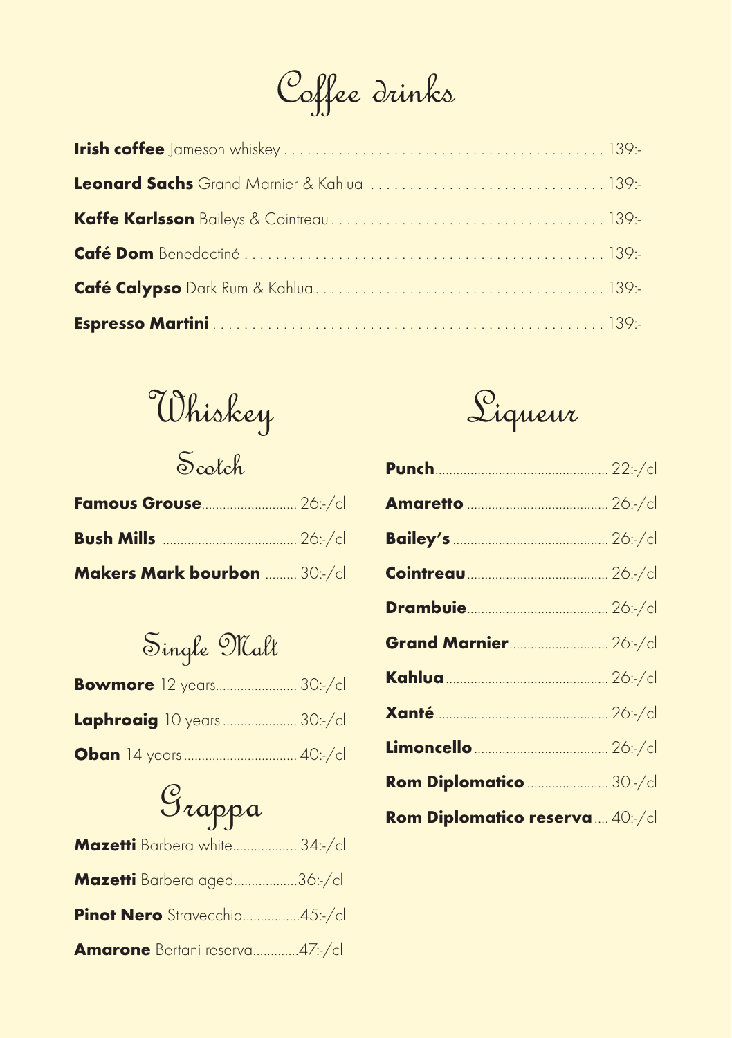# Coffee drinks

**Irish coffee** Jameson whiskey . . . . . . . . . . 139:-

**Leonard Sachs** Grand Marnier & Kahlua . . . . . . . . . . 139:-

**Kaffe Karlsson** Baileys & Cointreau . . . . . . . . . . 139:-

**Café Dom** Benedectiné . . . . . . . . . . 139:-

**Café Calypso** Dark Rum & Kahlua . . . . . . . . . . 139:-

**Espresso Martini** . . . . . . . . . . 139:-

# Whiskey

## Scotch

**Famous Grouse**.......... 26:-/cl

**Bush Mills** .......... 26:-/cl

**Makers Mark bourbon** .......... 30:-/cl

## Single Malt

**Bowmore** 12 years.......... 30:-/cl

**Laphroaig** 10 years .......... 30:-/cl

**Oban** 14 years .......... 40:-/cl

# Grappa

**Mazetti** Barbera white.......... 34:-/cl

**Mazetti** Barbera aged..........36:-/cl

**Pinot Nero** Stravecchia..........45:-/cl

**Amarone** Bertani reserva..........47:-/cl

# Liqueur

**Punch**.......... 22:-/cl

**Amaretto** .......... 26:-/cl

**Bailey's** .......... 26:-/cl

**Cointreau**.......... 26:-/cl

**Drambuie**.......... 26:-/cl

**Grand Marnier**.......... 26:-/cl

**Kahlua** .......... 26:-/cl

**Xanté**.......... 26:-/cl

**Limoncello** .......... 26:-/cl

**Rom Diplomatico** .......... 30:-/cl

**Rom Diplomatico reserva** .... 40:-/cl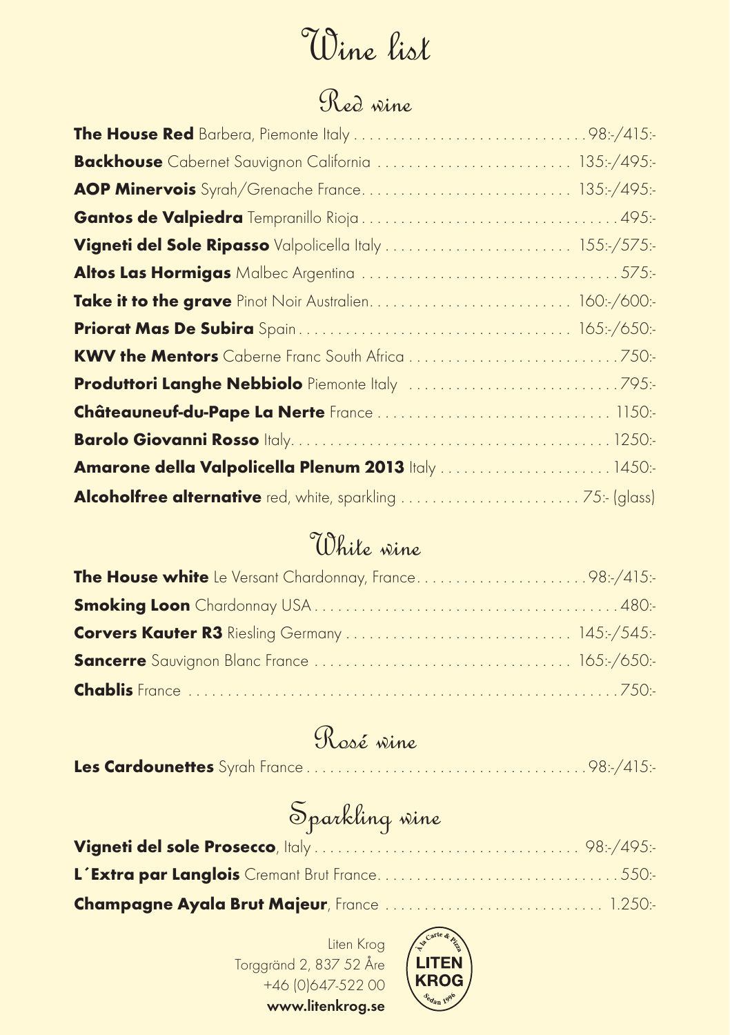# Wine list

## Red wine

**The House Red** Barbera, Piemonte Italy ... 98:-/415:-
**Backhouse** Cabernet Sauvignon California ... 135:-/495:-
**AOP Minervois** Syrah/Grenache France ... 135:-/495:-
**Gantos de Valpiedra** Tempranillo Rioja ... 495:-
**Vigneti del Sole Ripasso** Valpolicella Italy ... 155:-/575:-
**Altos Las Hormigas** Malbec Argentina ... 575:-
**Take it to the grave** Pinot Noir Australien ... 160:-/600:-
**Priorat Mas De Subira** Spain ... 165:-/650:-
**KWV the Mentors** Caberne Franc South Africa ... 750:-
**Produttori Langhe Nebbiolo** Piemonte Italy ... 795:-
**Châteauneuf-du-Pape La Nerte** France ... 1150:-
**Barolo Giovanni Rosso** Italy ... 1250:-
**Amarone della Valpolicella Plenum 2013** Italy ... 1450:-
**Alcoholfree alternative** red, white, sparkling ... 75:- (glass)

## White wine

**The House white** Le Versant Chardonnay, France ... 98:-/415:-
**Smoking Loon** Chardonnay USA ... 480:-
**Corvers Kauter R3** Riesling Germany ... 145:-/545:-
**Sancerre** Sauvignon Blanc France ... 165:-/650:-
**Chablis** France ... 750:-

## Rosé wine

**Les Cardounettes** Syrah France ... 98:-/415:-

## Sparkling wine

**Vigneti del sole Prosecco**, Italy ... 98:-/495:-
**L´Extra par Langlois** Cremant Brut France ... 550:-
**Champagne Ayala Brut Majeur**, France ... 1.250:-

Liten Krog
Torggränd 2, 837 52 Åre
+46 (0)647-522 00
**www.litenkrog.se**

A la Carte & Pizza
LITEN KROG
Sedan 1996